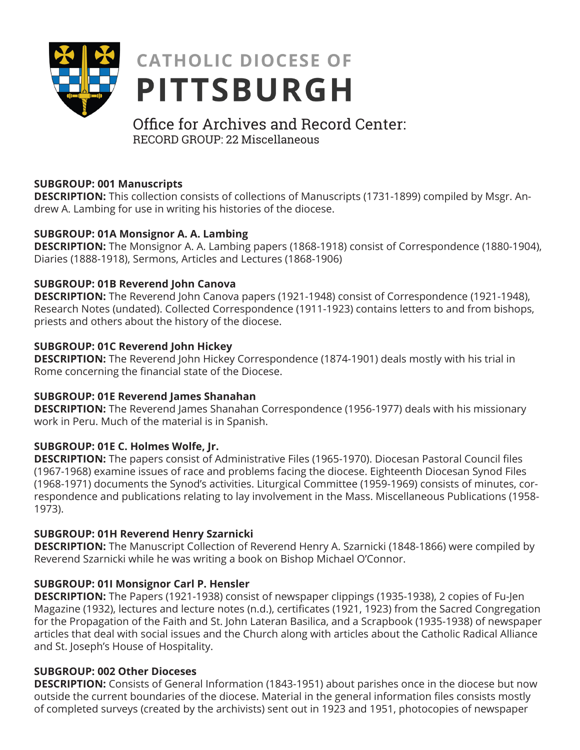# CATHOLIC DIOCESE OF PITTSBURGH

## Office for Archives and Record Center:
RECORD GROUP: 22 Miscellaneous

**SUBGROUP: 001 Manuscripts**
**DESCRIPTION:** This collection consists of collections of Manuscripts (1731-1899) compiled by Msgr. Andrew A. Lambing for use in writing his histories of the diocese.

**SUBGROUP: 01A Monsignor A. A. Lambing**
**DESCRIPTION:** The Monsignor A. A. Lambing papers (1868-1918) consist of Correspondence (1880-1904), Diaries (1888-1918), Sermons, Articles and Lectures (1868-1906)

**SUBGROUP: 01B Reverend John Canova**
**DESCRIPTION:** The Reverend John Canova papers (1921-1948) consist of Correspondence (1921-1948), Research Notes (undated). Collected Correspondence (1911-1923) contains letters to and from bishops, priests and others about the history of the diocese.

**SUBGROUP: 01C Reverend John Hickey**
**DESCRIPTION:** The Reverend John Hickey Correspondence (1874-1901) deals mostly with his trial in Rome concerning the financial state of the Diocese.

**SUBGROUP: 01E Reverend James Shanahan**
**DESCRIPTION:** The Reverend James Shanahan Correspondence (1956-1977) deals with his missionary work in Peru. Much of the material is in Spanish.

**SUBGROUP: 01E C. Holmes Wolfe, Jr.**
**DESCRIPTION:** The papers consist of Administrative Files (1965-1970). Diocesan Pastoral Council files (1967-1968) examine issues of race and problems facing the diocese. Eighteenth Diocesan Synod Files (1968-1971) documents the Synod's activities. Liturgical Committee (1959-1969) consists of minutes, correspondence and publications relating to lay involvement in the Mass. Miscellaneous Publications (1958-1973).

**SUBGROUP: 01H Reverend Henry Szarnicki**
**DESCRIPTION:** The Manuscript Collection of Reverend Henry A. Szarnicki (1848-1866) were compiled by Reverend Szarnicki while he was writing a book on Bishop Michael O'Connor.

**SUBGROUP: 01I Monsignor Carl P. Hensler**
**DESCRIPTION:** The Papers (1921-1938) consist of newspaper clippings (1935-1938), 2 copies of Fu-Jen Magazine (1932), lectures and lecture notes (n.d.), certificates (1921, 1923) from the Sacred Congregation for the Propagation of the Faith and St. John Lateran Basilica, and a Scrapbook (1935-1938) of newspaper articles that deal with social issues and the Church along with articles about the Catholic Radical Alliance and St. Joseph's House of Hospitality.

**SUBGROUP: 002 Other Dioceses**
**DESCRIPTION:** Consists of General Information (1843-1951) about parishes once in the diocese but now outside the current boundaries of the diocese. Material in the general information files consists mostly of completed surveys (created by the archivists) sent out in 1923 and 1951, photocopies of newspaper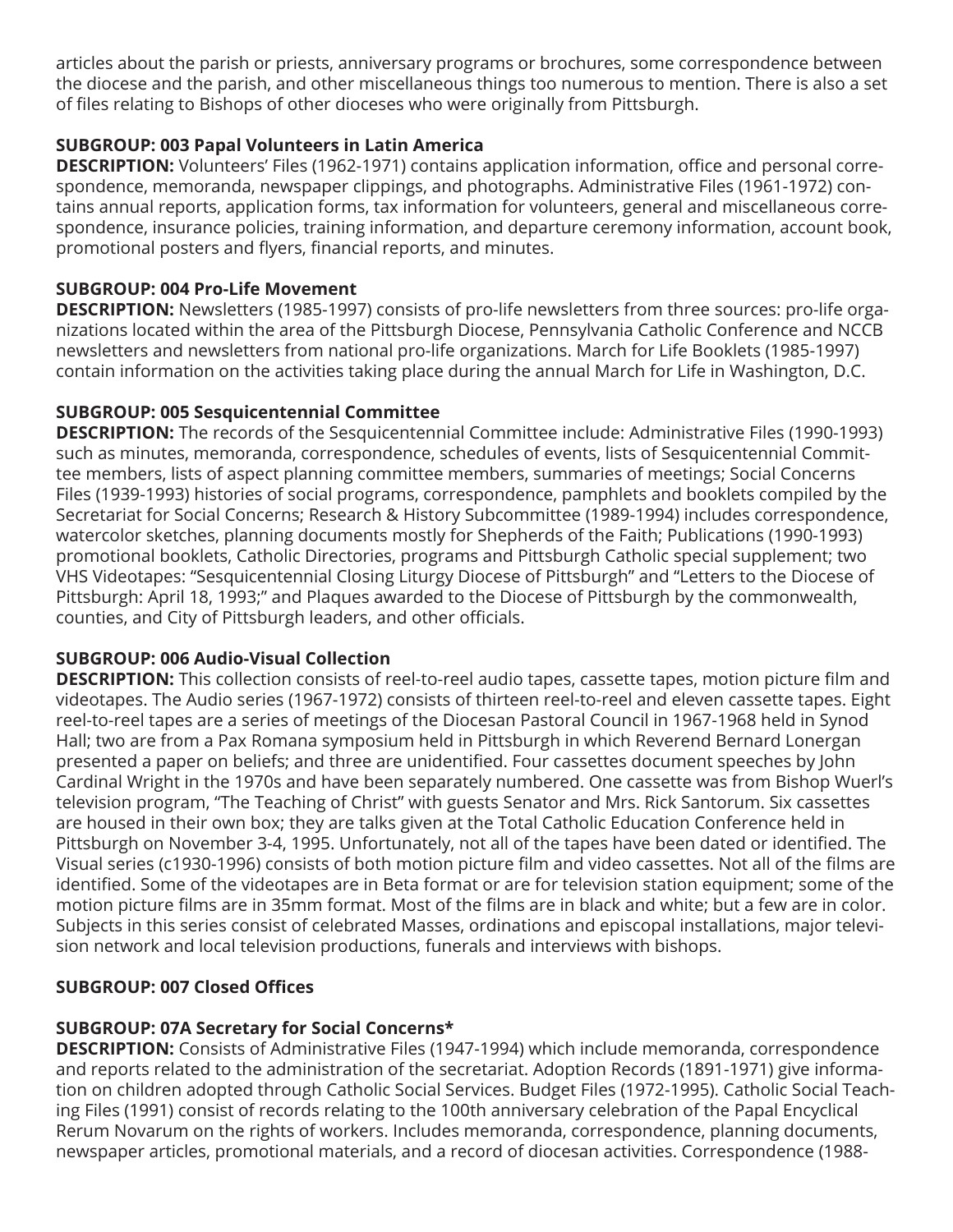articles about the parish or priests, anniversary programs or brochures, some correspondence between the diocese and the parish, and other miscellaneous things too numerous to mention. There is also a set of files relating to Bishops of other dioceses who were originally from Pittsburgh.

**SUBGROUP: 003 Papal Volunteers in Latin America**
**DESCRIPTION:** Volunteers' Files (1962-1971) contains application information, office and personal correspondence, memoranda, newspaper clippings, and photographs. Administrative Files (1961-1972) contains annual reports, application forms, tax information for volunteers, general and miscellaneous correspondence, insurance policies, training information, and departure ceremony information, account book, promotional posters and flyers, financial reports, and minutes.

**SUBGROUP: 004 Pro-Life Movement**
**DESCRIPTION:** Newsletters (1985-1997) consists of pro-life newsletters from three sources: pro-life organizations located within the area of the Pittsburgh Diocese, Pennsylvania Catholic Conference and NCCB newsletters and newsletters from national pro-life organizations. March for Life Booklets (1985-1997) contain information on the activities taking place during the annual March for Life in Washington, D.C.

**SUBGROUP: 005 Sesquicentennial Committee**
**DESCRIPTION:** The records of the Sesquicentennial Committee include: Administrative Files (1990-1993) such as minutes, memoranda, correspondence, schedules of events, lists of Sesquicentennial Committee members, lists of aspect planning committee members, summaries of meetings; Social Concerns Files (1939-1993) histories of social programs, correspondence, pamphlets and booklets compiled by the Secretariat for Social Concerns; Research & History Subcommittee (1989-1994) includes correspondence, watercolor sketches, planning documents mostly for Shepherds of the Faith; Publications (1990-1993) promotional booklets, Catholic Directories, programs and Pittsburgh Catholic special supplement; two VHS Videotapes: "Sesquicentennial Closing Liturgy Diocese of Pittsburgh" and "Letters to the Diocese of Pittsburgh: April 18, 1993;" and Plaques awarded to the Diocese of Pittsburgh by the commonwealth, counties, and City of Pittsburgh leaders, and other officials.

**SUBGROUP: 006 Audio-Visual Collection**
**DESCRIPTION:** This collection consists of reel-to-reel audio tapes, cassette tapes, motion picture film and videotapes. The Audio series (1967-1972) consists of thirteen reel-to-reel and eleven cassette tapes. Eight reel-to-reel tapes are a series of meetings of the Diocesan Pastoral Council in 1967-1968 held in Synod Hall; two are from a Pax Romana symposium held in Pittsburgh in which Reverend Bernard Lonergan presented a paper on beliefs; and three are unidentified. Four cassettes document speeches by John Cardinal Wright in the 1970s and have been separately numbered. One cassette was from Bishop Wuerl's television program, "The Teaching of Christ" with guests Senator and Mrs. Rick Santorum. Six cassettes are housed in their own box; they are talks given at the Total Catholic Education Conference held in Pittsburgh on November 3-4, 1995. Unfortunately, not all of the tapes have been dated or identified. The Visual series (c1930-1996) consists of both motion picture film and video cassettes. Not all of the films are identified. Some of the videotapes are in Beta format or are for television station equipment; some of the motion picture films are in 35mm format. Most of the films are in black and white; but a few are in color. Subjects in this series consist of celebrated Masses, ordinations and episcopal installations, major television network and local television productions, funerals and interviews with bishops.

**SUBGROUP: 007 Closed Offices**

**SUBGROUP: 07A Secretary for Social Concerns***
**DESCRIPTION:** Consists of Administrative Files (1947-1994) which include memoranda, correspondence and reports related to the administration of the secretariat. Adoption Records (1891-1971) give information on children adopted through Catholic Social Services. Budget Files (1972-1995). Catholic Social Teaching Files (1991) consist of records relating to the 100th anniversary celebration of the Papal Encyclical Rerum Novarum on the rights of workers. Includes memoranda, correspondence, planning documents, newspaper articles, promotional materials, and a record of diocesan activities. Correspondence (1988-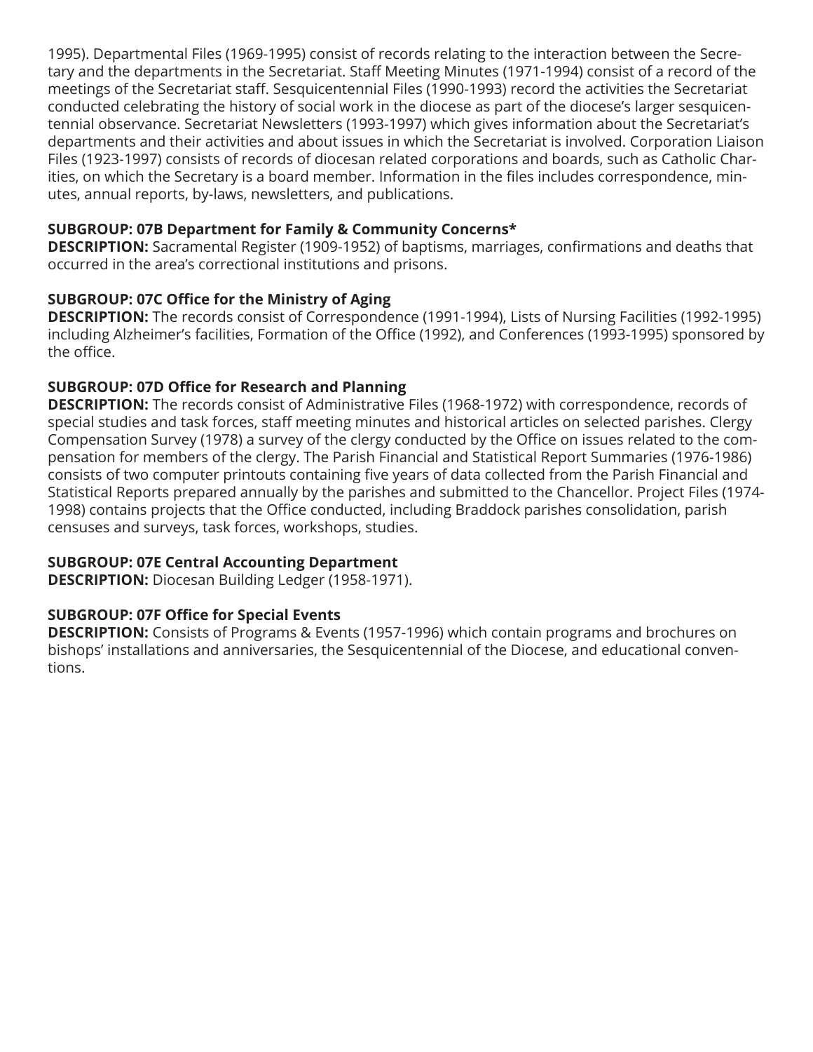1995). Departmental Files (1969-1995) consist of records relating to the interaction between the Secretary and the departments in the Secretariat. Staff Meeting Minutes (1971-1994) consist of a record of the meetings of the Secretariat staff. Sesquicentennial Files (1990-1993) record the activities the Secretariat conducted celebrating the history of social work in the diocese as part of the diocese's larger sesquicentennial observance. Secretariat Newsletters (1993-1997) which gives information about the Secretariat's departments and their activities and about issues in which the Secretariat is involved. Corporation Liaison Files (1923-1997) consists of records of diocesan related corporations and boards, such as Catholic Charities, on which the Secretary is a board member. Information in the files includes correspondence, minutes, annual reports, by-laws, newsletters, and publications.

**SUBGROUP: 07B Department for Family & Community Concerns***
**DESCRIPTION:** Sacramental Register (1909-1952) of baptisms, marriages, confirmations and deaths that occurred in the area's correctional institutions and prisons.

**SUBGROUP: 07C Office for the Ministry of Aging**
**DESCRIPTION:** The records consist of Correspondence (1991-1994), Lists of Nursing Facilities (1992-1995) including Alzheimer's facilities, Formation of the Office (1992), and Conferences (1993-1995) sponsored by the office.

**SUBGROUP: 07D Office for Research and Planning**
**DESCRIPTION:** The records consist of Administrative Files (1968-1972) with correspondence, records of special studies and task forces, staff meeting minutes and historical articles on selected parishes. Clergy Compensation Survey (1978) a survey of the clergy conducted by the Office on issues related to the compensation for members of the clergy. The Parish Financial and Statistical Report Summaries (1976-1986) consists of two computer printouts containing five years of data collected from the Parish Financial and Statistical Reports prepared annually by the parishes and submitted to the Chancellor. Project Files (1974-1998) contains projects that the Office conducted, including Braddock parishes consolidation, parish censuses and surveys, task forces, workshops, studies.

**SUBGROUP: 07E Central Accounting Department**
**DESCRIPTION:** Diocesan Building Ledger (1958-1971).

**SUBGROUP: 07F Office for Special Events**
**DESCRIPTION:** Consists of Programs & Events (1957-1996) which contain programs and brochures on bishops' installations and anniversaries, the Sesquicentennial of the Diocese, and educational conventions.